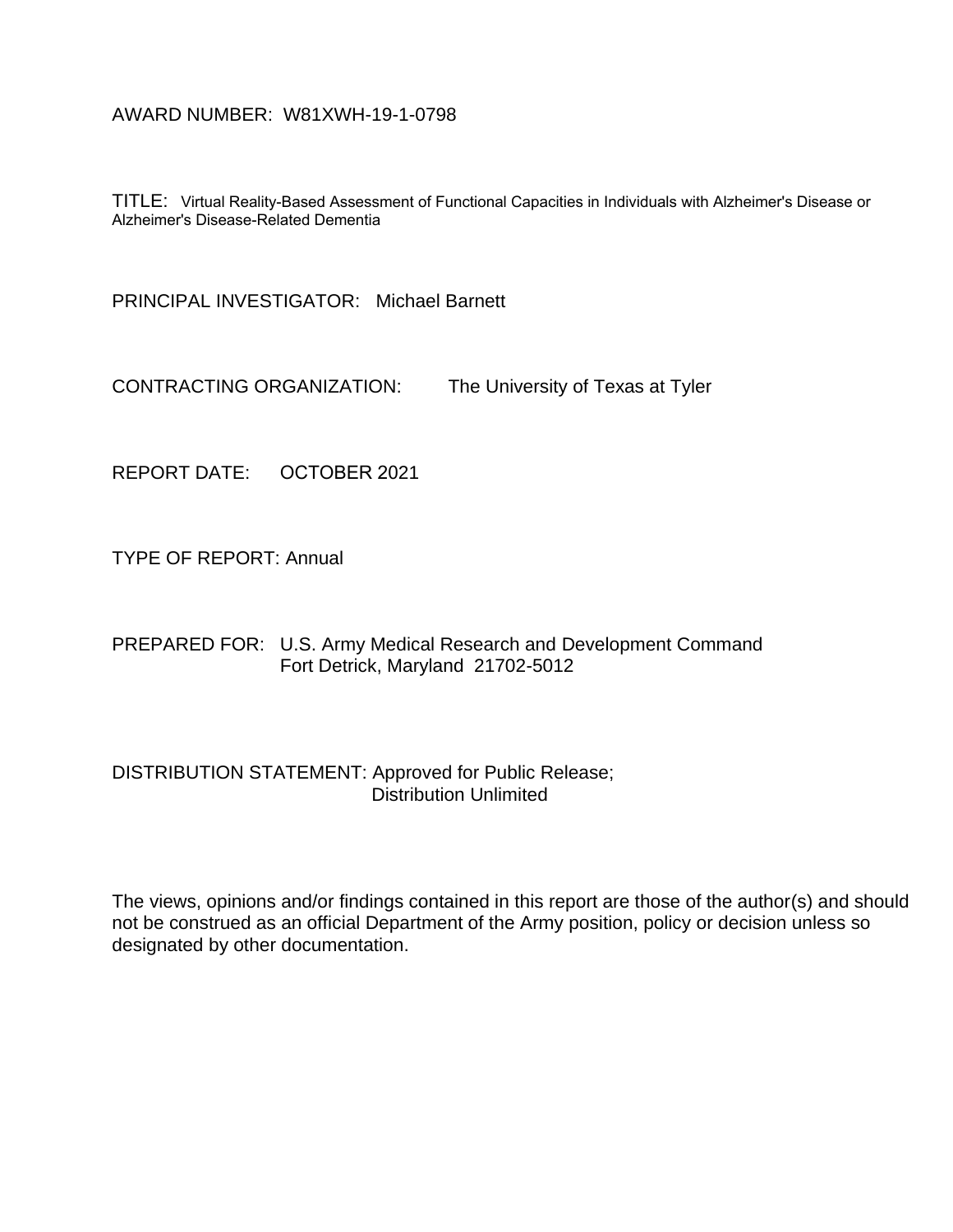AWARD NUMBER: W81XWH-19-1-0798

TITLE: Virtual Reality-Based Assessment of Functional Capacities in Individuals with Alzheimer's Disease or Alzheimer's Disease-Related Dementia

PRINCIPAL INVESTIGATOR: Michael Barnett

CONTRACTING ORGANIZATION: The University of Texas at Tyler

REPORT DATE: OCTOBER 2021

TYPE OF REPORT: Annual

PREPARED FOR: U.S. Army Medical Research and Development Command
Fort Detrick, Maryland 21702-5012

DISTRIBUTION STATEMENT: Approved for Public Release;
Distribution Unlimited

The views, opinions and/or findings contained in this report are those of the author(s) and should not be construed as an official Department of the Army position, policy or decision unless so designated by other documentation.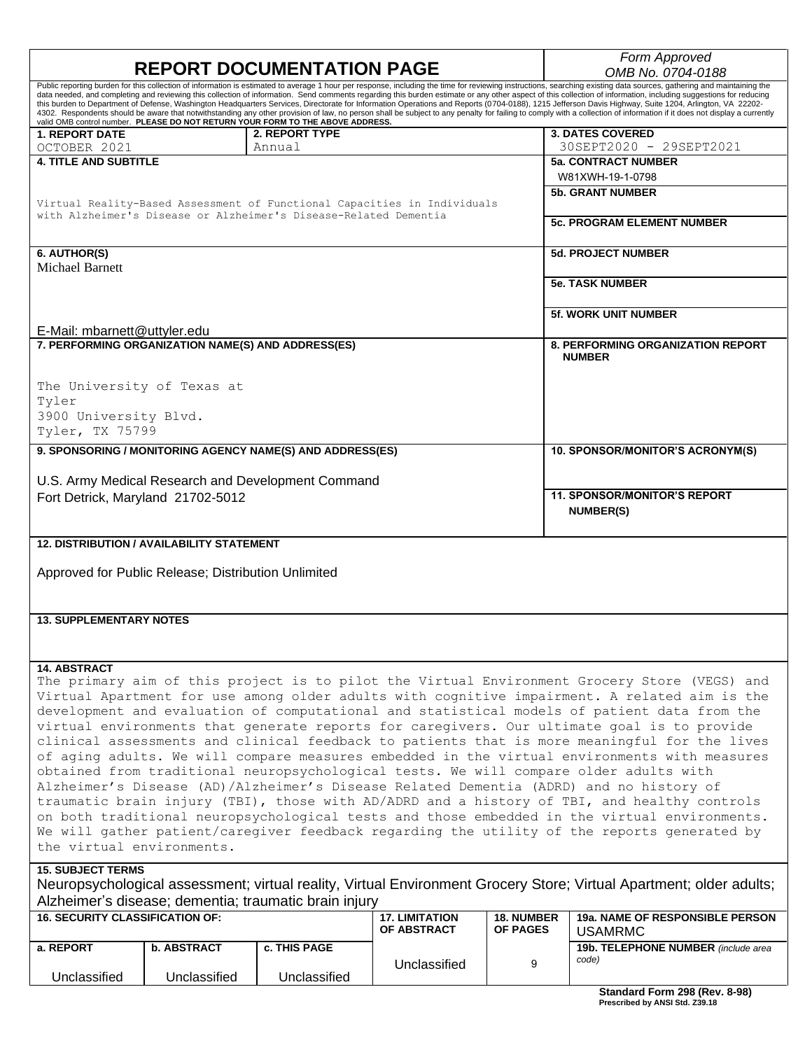# REPORT DOCUMENTATION PAGE

*Form Approved OMB No. 0704-0188*

Public reporting burden for this collection of information is estimated to average 1 hour per response, including the time for reviewing instructions, searching existing data sources, gathering and maintaining the data needed, and completing and reviewing this collection of information. Send comments regarding this burden estimate or any other aspect of this collection of information, including suggestions for reducing this burden to Department of Defense, Washington Headquarters Services, Directorate for Information Operations and Reports (0704-0188), 1215 Jefferson Davis Highway, Suite 1204, Arlington, VA 22202-4302. Respondents should be aware that notwithstanding any other provision of law, no person shall be subject to any penalty for failing to comply with a collection of information if it does not display a currently valid OMB control number. **PLEASE DO NOT RETURN YOUR FORM TO THE ABOVE ADDRESS.**

| **1. REPORT DATE** | **2. REPORT TYPE** | **3. DATES COVERED** |
|---|---|---|
| OCTOBER 2021 | Annual | 30SEPT2020 - 29SEPT2021 |

**4. TITLE AND SUBTITLE**

Virtual Reality-Based Assessment of Functional Capacities in Individuals with Alzheimer's Disease or Alzheimer's Disease-Related Dementia

**5a. CONTRACT NUMBER**
W81XWH-19-1-0798

**5b. GRANT NUMBER**

**5c. PROGRAM ELEMENT NUMBER**

**6. AUTHOR(S)**
Michael Barnett

E-Mail: mbarnett@uttyler.edu

**5d. PROJECT NUMBER**

**5e. TASK NUMBER**

**5f. WORK UNIT NUMBER**

**7. PERFORMING ORGANIZATION NAME(S) AND ADDRESS(ES)**

The University of Texas at Tyler
3900 University Blvd.
Tyler, TX 75799

**8. PERFORMING ORGANIZATION REPORT NUMBER**

**9. SPONSORING / MONITORING AGENCY NAME(S) AND ADDRESS(ES)**

U.S. Army Medical Research and Development Command
Fort Detrick, Maryland 21702-5012

**10. SPONSOR/MONITOR'S ACRONYM(S)**

**11. SPONSOR/MONITOR'S REPORT NUMBER(S)**

**12. DISTRIBUTION / AVAILABILITY STATEMENT**

Approved for Public Release; Distribution Unlimited

**13. SUPPLEMENTARY NOTES**

**14. ABSTRACT**

The primary aim of this project is to pilot the Virtual Environment Grocery Store (VEGS) and Virtual Apartment for use among older adults with cognitive impairment. A related aim is the development and evaluation of computational and statistical models of patient data from the virtual environments that generate reports for caregivers. Our ultimate goal is to provide clinical assessments and clinical feedback to patients that is more meaningful for the lives of aging adults. We will compare measures embedded in the virtual environments with measures obtained from traditional neuropsychological tests. We will compare older adults with Alzheimer's Disease (AD)/Alzheimer's Disease Related Dementia (ADRD) and no history of traumatic brain injury (TBI), those with AD/ADRD and a history of TBI, and healthy controls on both traditional neuropsychological tests and those embedded in the virtual environments. We will gather patient/caregiver feedback regarding the utility of the reports generated by the virtual environments.

**15. SUBJECT TERMS**

Neuropsychological assessment; virtual reality, Virtual Environment Grocery Store; Virtual Apartment; older adults; Alzheimer's disease; dementia; traumatic brain injury

| **16. SECURITY CLASSIFICATION OF:** | | | **17. LIMITATION OF ABSTRACT** | **18. NUMBER OF PAGES** | **19a. NAME OF RESPONSIBLE PERSON** USAMRMC |
|---|---|---|---|---|---|
| **a. REPORT** | **b. ABSTRACT** | **c. THIS PAGE** | | | **19b. TELEPHONE NUMBER** *(include area code)* |
| Unclassified | Unclassified | Unclassified | Unclassified | 9 | |

**Standard Form 298 (Rev. 8-98)**
**Prescribed by ANSI Std. Z39.18**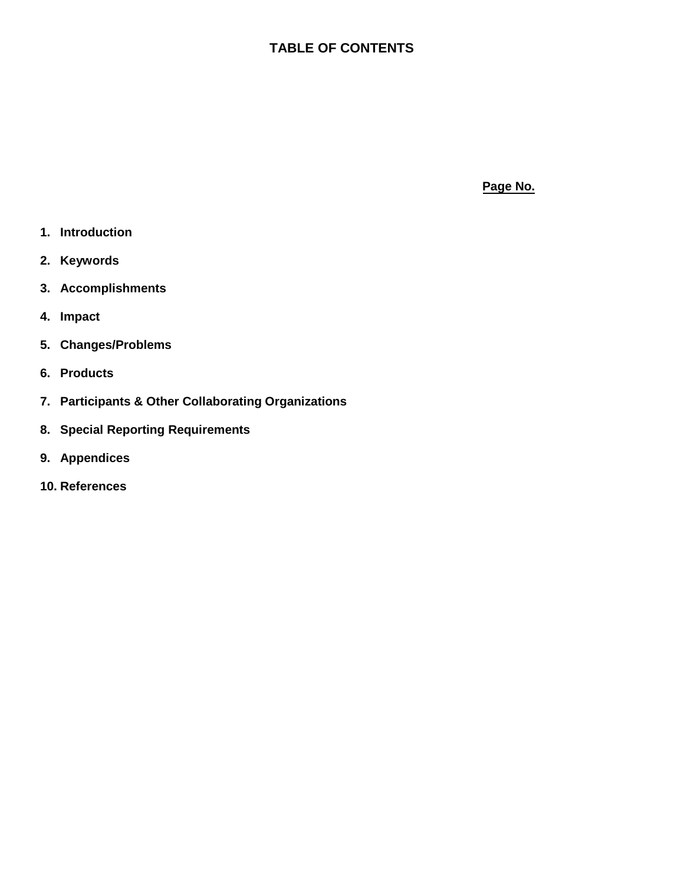# TABLE OF CONTENTS

**Page No.**

1. **Introduction**
2. **Keywords**
3. **Accomplishments**
4. **Impact**
5. **Changes/Problems**
6. **Products**
7. **Participants & Other Collaborating Organizations**
8. **Special Reporting Requirements**
9. **Appendices**
10. **References**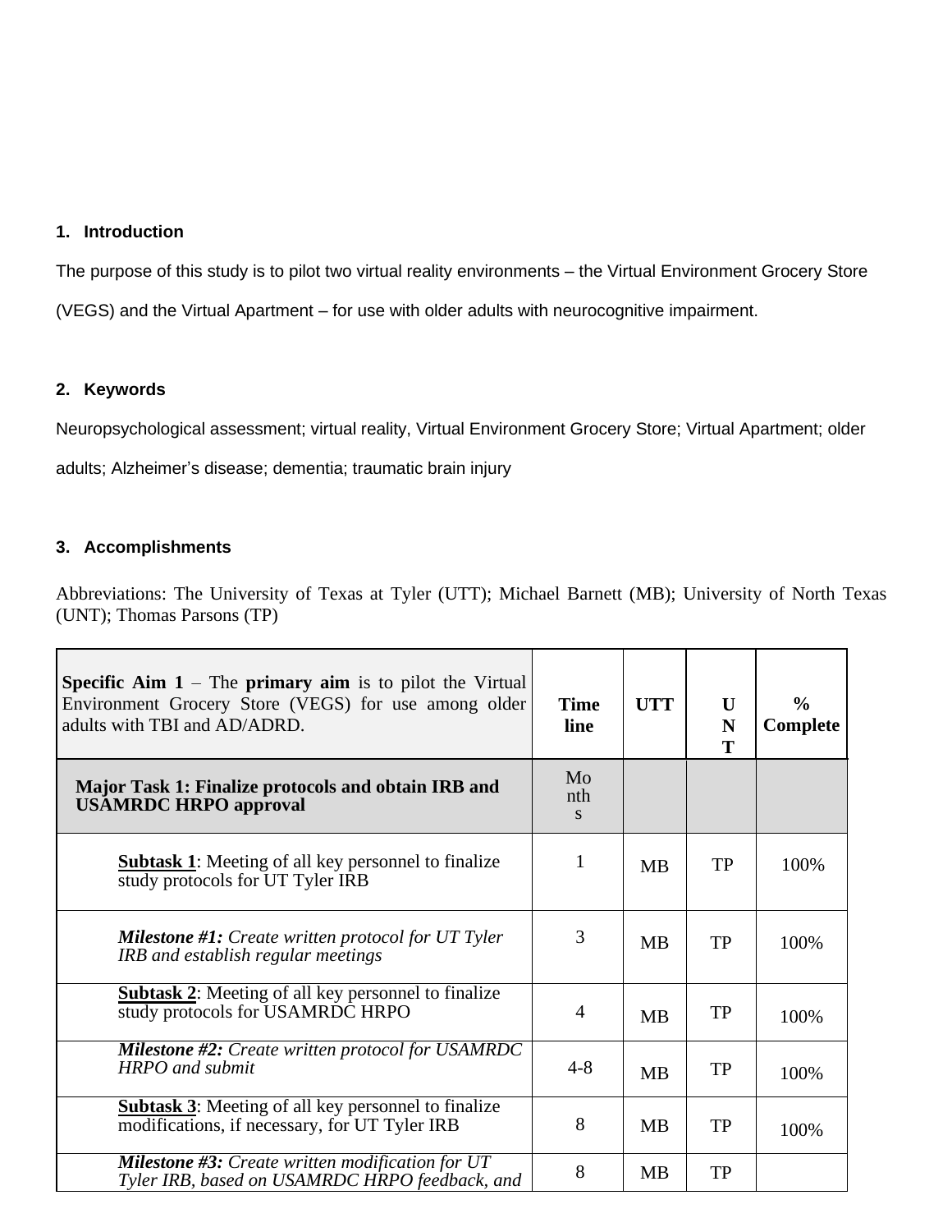## 1. Introduction

The purpose of this study is to pilot two virtual reality environments – the Virtual Environment Grocery Store (VEGS) and the Virtual Apartment – for use with older adults with neurocognitive impairment.

## 2. Keywords

Neuropsychological assessment; virtual reality, Virtual Environment Grocery Store; Virtual Apartment; older adults; Alzheimer's disease; dementia; traumatic brain injury

## 3. Accomplishments

Abbreviations: The University of Texas at Tyler (UTT); Michael Barnett (MB); University of North Texas (UNT); Thomas Parsons (TP)

| **Specific Aim 1** – The **primary aim** is to pilot the Virtual Environment Grocery Store (VEGS) for use among older adults with TBI and AD/ADRD. | **Timeline** | **UTT** | **UNT** | **% Complete** |
|---|---|---|---|---|
| **Major Task 1: Finalize protocols and obtain IRB and USAMRDC HRPO approval** | Months | | | |
| **Subtask 1**: Meeting of all key personnel to finalize study protocols for UT Tyler IRB | 1 | MB | TP | 100% |
| ***Milestone #1:*** *Create written protocol for UT Tyler IRB and establish regular meetings* | 3 | MB | TP | 100% |
| **Subtask 2**: Meeting of all key personnel to finalize study protocols for USAMRDC HRPO | 4 | MB | TP | 100% |
| ***Milestone #2:*** *Create written protocol for USAMRDC HRPO and submit* | 4-8 | MB | TP | 100% |
| **Subtask 3**: Meeting of all key personnel to finalize modifications, if necessary, for UT Tyler IRB | 8 | MB | TP | 100% |
| ***Milestone #3:*** *Create written modification for UT Tyler IRB, based on USAMRDC HRPO feedback, and* | 8 | MB | TP | |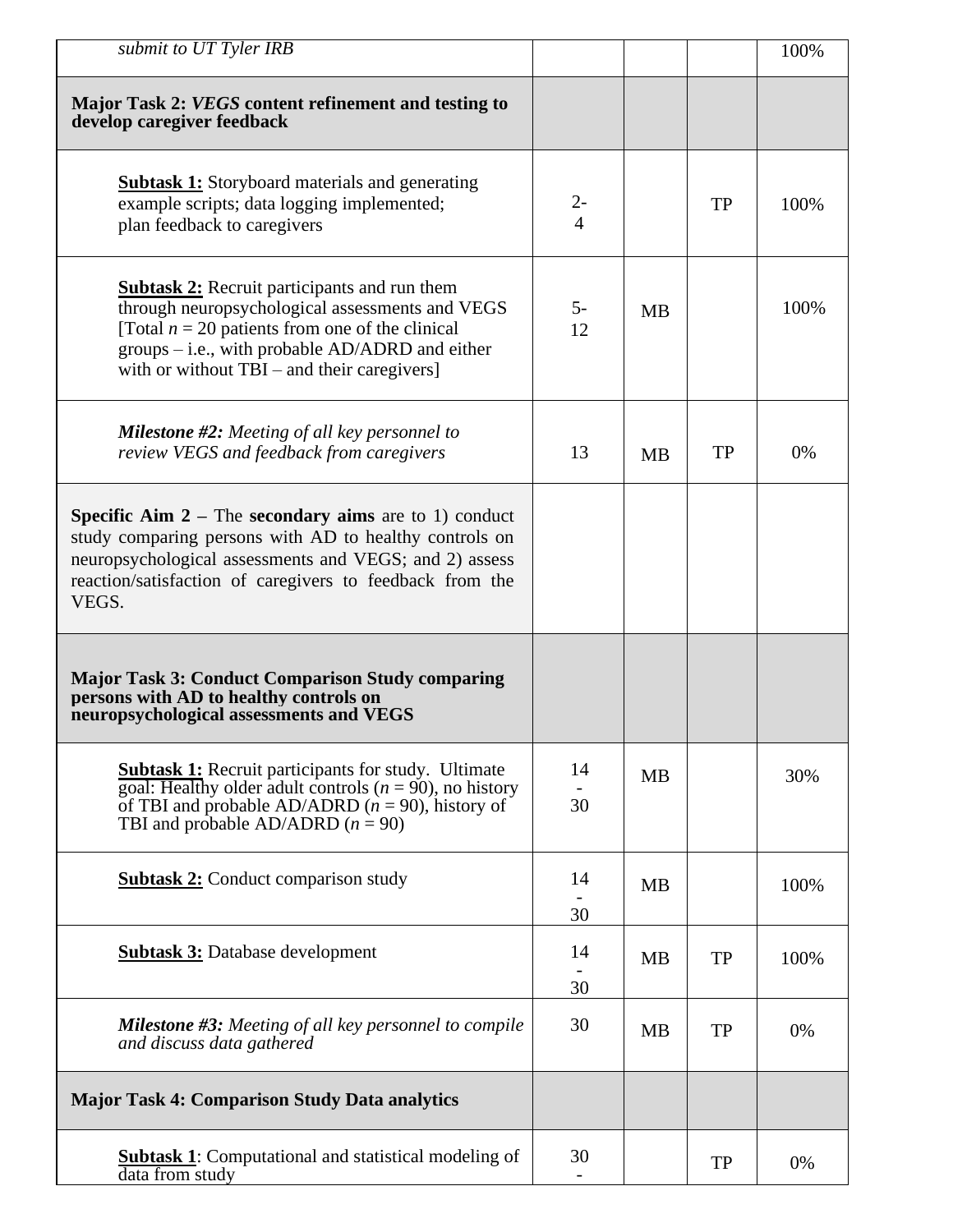| | | | | |
|---|---|---|---|---|
| *submit to UT Tyler IRB* | | | | 100% |
| **Major Task 2: *VEGS* content refinement and testing to develop caregiver feedback** | | | | |
| **<u>Subtask 1:</u>** Storyboard materials and generating example scripts; data logging implemented; plan feedback to caregivers | 2-4 | | TP | 100% |
| **<u>Subtask 2:</u>** Recruit participants and run them through neuropsychological assessments and VEGS [Total $n = 20$ patients from one of the clinical groups – i.e., with probable AD/ADRD and either with or without TBI – and their caregivers] | 5-12 | MB | | 100% |
| ***Milestone #2:*** *Meeting of all key personnel to review VEGS and feedback from caregivers* | 13 | MB | TP | 0% |
| **Specific Aim 2 –** The **secondary aims** are to 1) conduct study comparing persons with AD to healthy controls on neuropsychological assessments and VEGS; and 2) assess reaction/satisfaction of caregivers to feedback from the VEGS. | | | | |
| **Major Task 3: Conduct Comparison Study comparing persons with AD to healthy controls on neuropsychological assessments and VEGS** | | | | |
| **<u>Subtask 1:</u>** Recruit participants for study. Ultimate goal: Healthy older adult controls ($n = 90$), no history of TBI and probable AD/ADRD ($n = 90$), history of TBI and probable AD/ADRD ($n = 90$) | 14-30 | MB | | 30% |
| **<u>Subtask 2:</u>** Conduct comparison study | 14-30 | MB | | 100% |
| **<u>Subtask 3:</u>** Database development | 14-30 | MB | TP | 100% |
| ***Milestone #3:*** *Meeting of all key personnel to compile and discuss data gathered* | 30 | MB | TP | 0% |
| **Major Task 4: Comparison Study Data analytics** | | | | |
| **<u>Subtask 1</u>**: Computational and statistical modeling of data from study | 30- | | TP | 0% |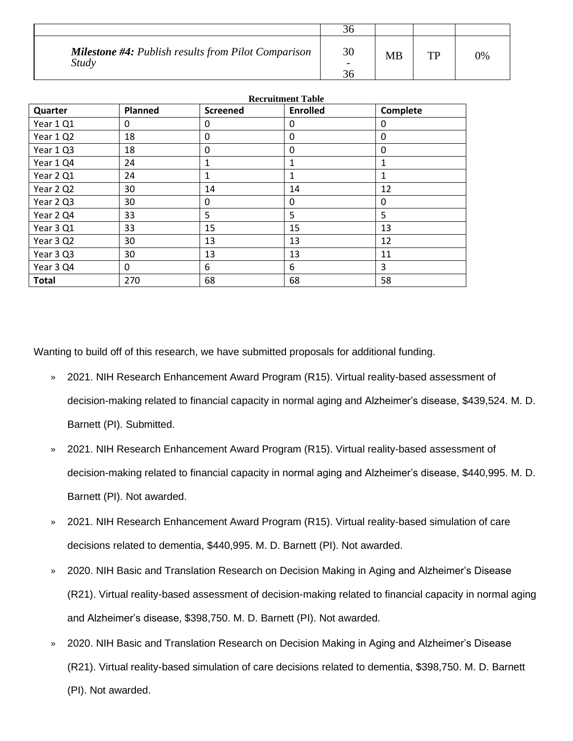| | 36 | | | |
|---|---|---|---|---|
| ***Milestone #4:*** *Publish results from Pilot Comparison Study* | 30 - 36 | MB | TP | 0% |

**Recruitment Table**

| Quarter | Planned | Screened | Enrolled | Complete |
|---|---|---|---|---|
| Year 1 Q1 | 0 | 0 | 0 | 0 |
| Year 1 Q2 | 18 | 0 | 0 | 0 |
| Year 1 Q3 | 18 | 0 | 0 | 0 |
| Year 1 Q4 | 24 | 1 | 1 | 1 |
| Year 2 Q1 | 24 | 1 | 1 | 1 |
| Year 2 Q2 | 30 | 14 | 14 | 12 |
| Year 2 Q3 | 30 | 0 | 0 | 0 |
| Year 2 Q4 | 33 | 5 | 5 | 5 |
| Year 3 Q1 | 33 | 15 | 15 | 13 |
| Year 3 Q2 | 30 | 13 | 13 | 12 |
| Year 3 Q3 | 30 | 13 | 13 | 11 |
| Year 3 Q4 | 0 | 6 | 6 | 3 |
| **Total** | 270 | 68 | 68 | 58 |

Wanting to build off of this research, we have submitted proposals for additional funding.

» 2021. NIH Research Enhancement Award Program (R15). Virtual reality-based assessment of decision-making related to financial capacity in normal aging and Alzheimer's disease, $439,524. M. D. Barnett (PI). Submitted.

» 2021. NIH Research Enhancement Award Program (R15). Virtual reality-based assessment of decision-making related to financial capacity in normal aging and Alzheimer's disease, $440,995. M. D. Barnett (PI). Not awarded.

» 2021. NIH Research Enhancement Award Program (R15). Virtual reality-based simulation of care decisions related to dementia, $440,995. M. D. Barnett (PI). Not awarded.

» 2020. NIH Basic and Translation Research on Decision Making in Aging and Alzheimer's Disease (R21). Virtual reality-based assessment of decision-making related to financial capacity in normal aging and Alzheimer's disease, $398,750. M. D. Barnett (PI). Not awarded.

» 2020. NIH Basic and Translation Research on Decision Making in Aging and Alzheimer's Disease (R21). Virtual reality-based simulation of care decisions related to dementia, $398,750. M. D. Barnett (PI). Not awarded.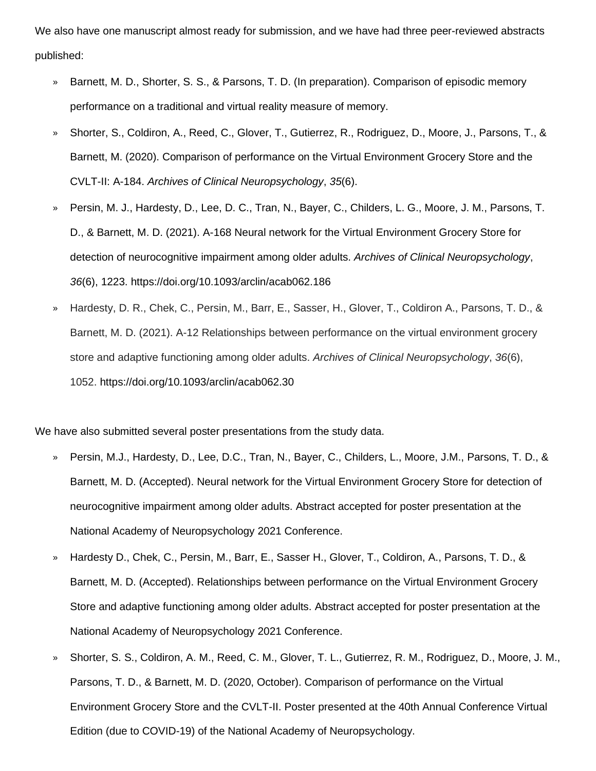We also have one manuscript almost ready for submission, and we have had three peer-reviewed abstracts published:

- Barnett, M. D., Shorter, S. S., & Parsons, T. D. (In preparation). Comparison of episodic memory performance on a traditional and virtual reality measure of memory.
- Shorter, S., Coldiron, A., Reed, C., Glover, T., Gutierrez, R., Rodriguez, D., Moore, J., Parsons, T., & Barnett, M. (2020). Comparison of performance on the Virtual Environment Grocery Store and the CVLT-II: A-184. *Archives of Clinical Neuropsychology*, *35*(6).
- Persin, M. J., Hardesty, D., Lee, D. C., Tran, N., Bayer, C., Childers, L. G., Moore, J. M., Parsons, T. D., & Barnett, M. D. (2021). A-168 Neural network for the Virtual Environment Grocery Store for detection of neurocognitive impairment among older adults. *Archives of Clinical Neuropsychology*, *36*(6), 1223. https://doi.org/10.1093/arclin/acab062.186
- Hardesty, D. R., Chek, C., Persin, M., Barr, E., Sasser, H., Glover, T., Coldiron A., Parsons, T. D., & Barnett, M. D. (2021). A-12 Relationships between performance on the virtual environment grocery store and adaptive functioning among older adults. *Archives of Clinical Neuropsychology*, *36*(6), 1052. https://doi.org/10.1093/arclin/acab062.30

We have also submitted several poster presentations from the study data.

- Persin, M.J., Hardesty, D., Lee, D.C., Tran, N., Bayer, C., Childers, L., Moore, J.M., Parsons, T. D., & Barnett, M. D. (Accepted). Neural network for the Virtual Environment Grocery Store for detection of neurocognitive impairment among older adults. Abstract accepted for poster presentation at the National Academy of Neuropsychology 2021 Conference.
- Hardesty D., Chek, C., Persin, M., Barr, E., Sasser H., Glover, T., Coldiron, A., Parsons, T. D., & Barnett, M. D. (Accepted). Relationships between performance on the Virtual Environment Grocery Store and adaptive functioning among older adults. Abstract accepted for poster presentation at the National Academy of Neuropsychology 2021 Conference.
- Shorter, S. S., Coldiron, A. M., Reed, C. M., Glover, T. L., Gutierrez, R. M., Rodriguez, D., Moore, J. M., Parsons, T. D., & Barnett, M. D. (2020, October). Comparison of performance on the Virtual Environment Grocery Store and the CVLT-II. Poster presented at the 40th Annual Conference Virtual Edition (due to COVID-19) of the National Academy of Neuropsychology.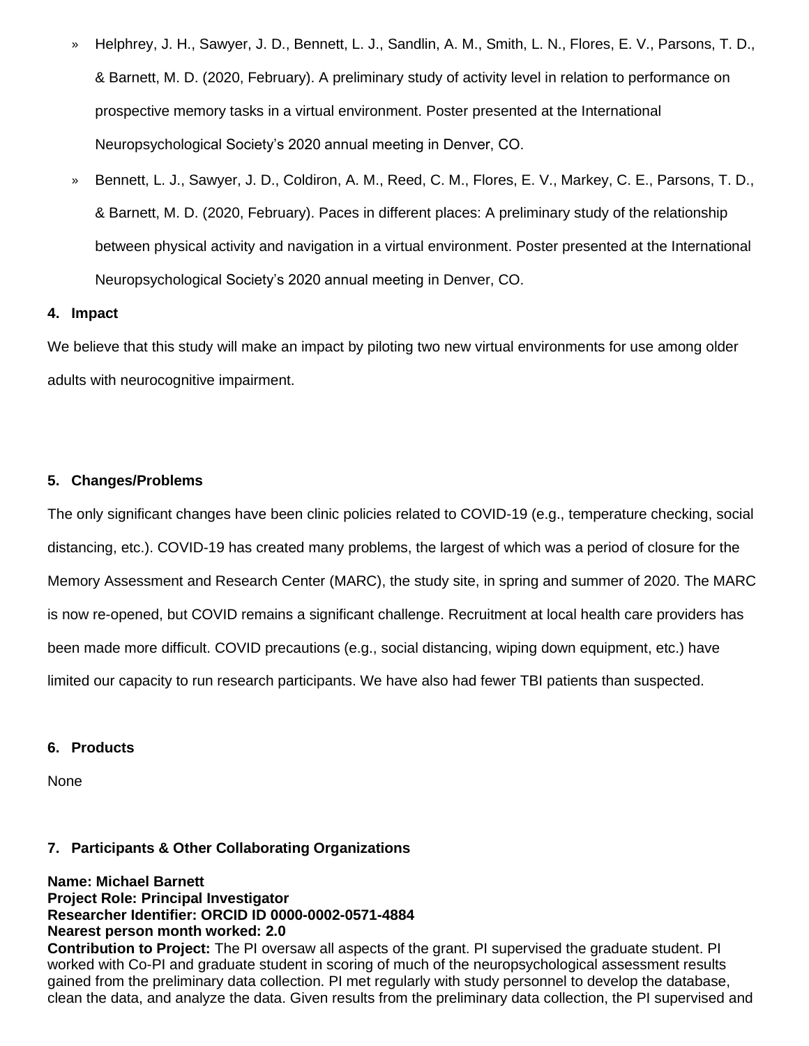- Helphrey, J. H., Sawyer, J. D., Bennett, L. J., Sandlin, A. M., Smith, L. N., Flores, E. V., Parsons, T. D., & Barnett, M. D. (2020, February). A preliminary study of activity level in relation to performance on prospective memory tasks in a virtual environment. Poster presented at the International Neuropsychological Society's 2020 annual meeting in Denver, CO.
- Bennett, L. J., Sawyer, J. D., Coldiron, A. M., Reed, C. M., Flores, E. V., Markey, C. E., Parsons, T. D., & Barnett, M. D. (2020, February). Paces in different places: A preliminary study of the relationship between physical activity and navigation in a virtual environment. Poster presented at the International Neuropsychological Society's 2020 annual meeting in Denver, CO.

**4. Impact**

We believe that this study will make an impact by piloting two new virtual environments for use among older adults with neurocognitive impairment.

**5. Changes/Problems**

The only significant changes have been clinic policies related to COVID-19 (e.g., temperature checking, social distancing, etc.). COVID-19 has created many problems, the largest of which was a period of closure for the Memory Assessment and Research Center (MARC), the study site, in spring and summer of 2020. The MARC is now re-opened, but COVID remains a significant challenge. Recruitment at local health care providers has been made more difficult. COVID precautions (e.g., social distancing, wiping down equipment, etc.) have limited our capacity to run research participants. We have also had fewer TBI patients than suspected.

**6. Products**

None

**7. Participants & Other Collaborating Organizations**

**Name: Michael Barnett**
**Project Role: Principal Investigator**
**Researcher Identifier: ORCID ID 0000-0002-0571-4884**
**Nearest person month worked: 2.0**
**Contribution to Project:** The PI oversaw all aspects of the grant. PI supervised the graduate student. PI worked with Co-PI and graduate student in scoring of much of the neuropsychological assessment results gained from the preliminary data collection. PI met regularly with study personnel to develop the database, clean the data, and analyze the data. Given results from the preliminary data collection, the PI supervised and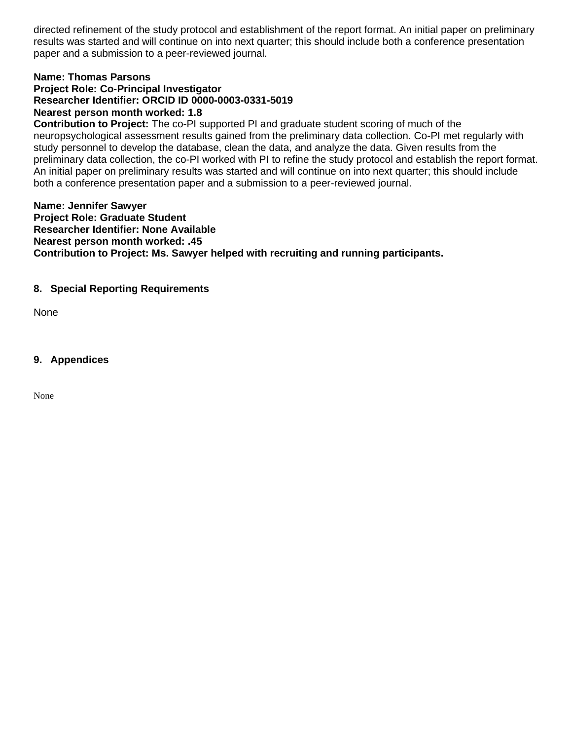directed refinement of the study protocol and establishment of the report format. An initial paper on preliminary results was started and will continue on into next quarter; this should include both a conference presentation paper and a submission to a peer-reviewed journal.

**Name: Thomas Parsons**
**Project Role: Co-Principal Investigator**
**Researcher Identifier: ORCID ID 0000-0003-0331-5019**
**Nearest person month worked: 1.8**
**Contribution to Project:** The co-PI supported PI and graduate student scoring of much of the neuropsychological assessment results gained from the preliminary data collection. Co-PI met regularly with study personnel to develop the database, clean the data, and analyze the data. Given results from the preliminary data collection, the co-PI worked with PI to refine the study protocol and establish the report format. An initial paper on preliminary results was started and will continue on into next quarter; this should include both a conference presentation paper and a submission to a peer-reviewed journal.

**Name: Jennifer Sawyer**
**Project Role: Graduate Student**
**Researcher Identifier: None Available**
**Nearest person month worked: .45**
**Contribution to Project: Ms. Sawyer helped with recruiting and running participants.**

## 8. Special Reporting Requirements

None

## 9. Appendices

None